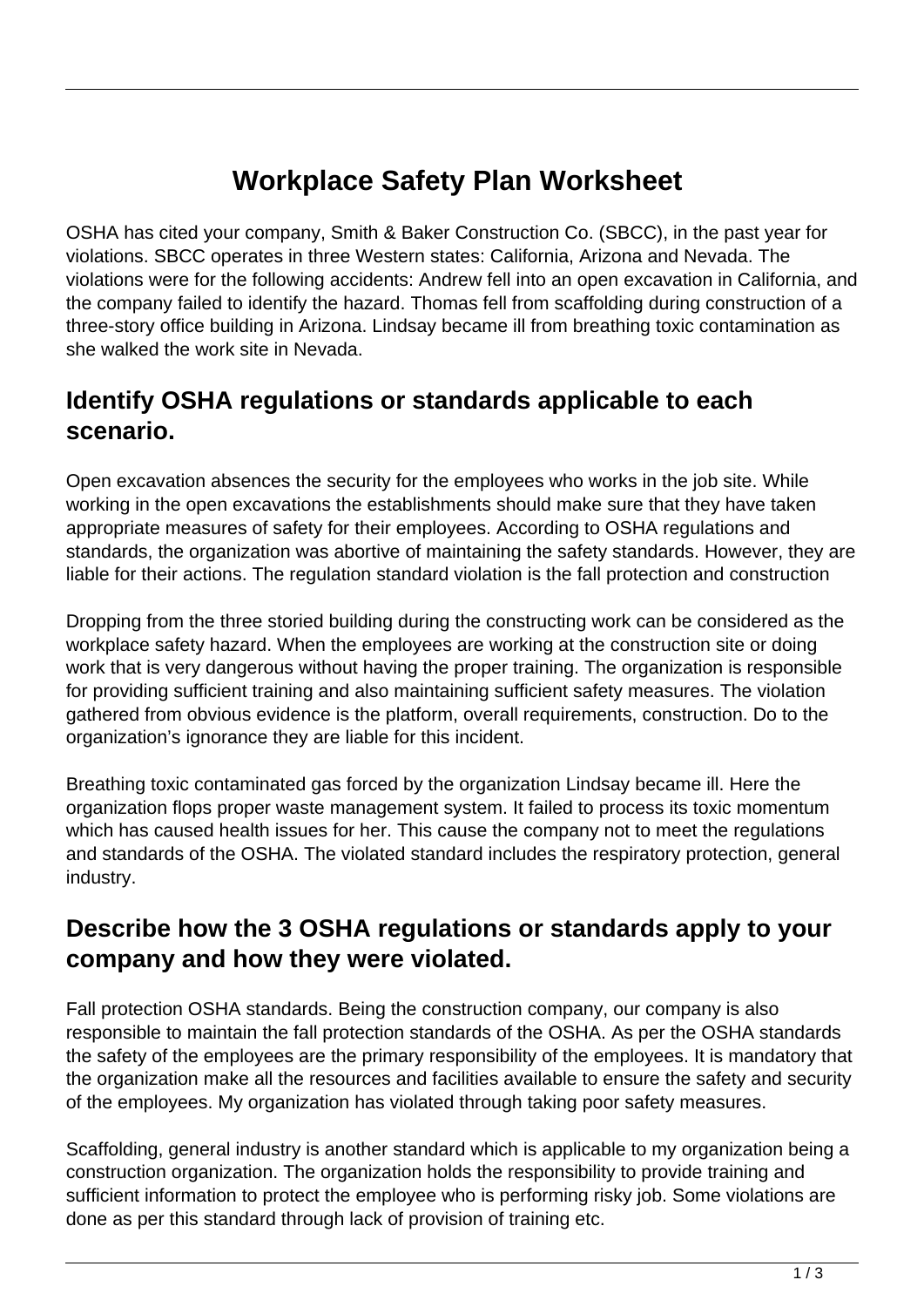# Workplace Safety Plan Worksheet

OSHA has cited your company, Smith & Baker Construction Co. (SBCC), in the past year for violations. SBCC operates in three Western states: California, Arizona and Nevada. The violations were for the following accidents: Andrew fell into an open excavation in California, and the company failed to identify the hazard. Thomas fell from scaffolding during construction of a three-story office building in Arizona. Lindsay became ill from breathing toxic contamination as she walked the work site in Nevada.

## Identify OSHA regulations or standards applicable to each scenario.

Open excavation absences the security for the employees who works in the job site. While working in the open excavations the establishments should make sure that they have taken appropriate measures of safety for their employees. According to OSHA regulations and standards, the organization was abortive of maintaining the safety standards. However, they are liable for their actions. The regulation standard violation is the fall protection and construction

Dropping from the three storied building during the constructing work can be considered as the workplace safety hazard. When the employees are working at the construction site or doing work that is very dangerous without having the proper training. The organization is responsible for providing sufficient training and also maintaining sufficient safety measures. The violation gathered from obvious evidence is the platform, overall requirements, construction. Do to the organization's ignorance they are liable for this incident.

Breathing toxic contaminated gas forced by the organization Lindsay became ill. Here the organization flops proper waste management system. It failed to process its toxic momentum which has caused health issues for her. This cause the company not to meet the regulations and standards of the OSHA. The violated standard includes the respiratory protection, general industry.

## Describe how the 3 OSHA regulations or standards apply to your company and how they were violated.

Fall protection OSHA standards. Being the construction company, our company is also responsible to maintain the fall protection standards of the OSHA. As per the OSHA standards the safety of the employees are the primary responsibility of the employees. It is mandatory that the organization make all the resources and facilities available to ensure the safety and security of the employees. My organization has violated through taking poor safety measures.

Scaffolding, general industry is another standard which is applicable to my organization being a construction organization. The organization holds the responsibility to provide training and sufficient information to protect the employee who is performing risky job. Some violations are done as per this standard through lack of provision of training etc.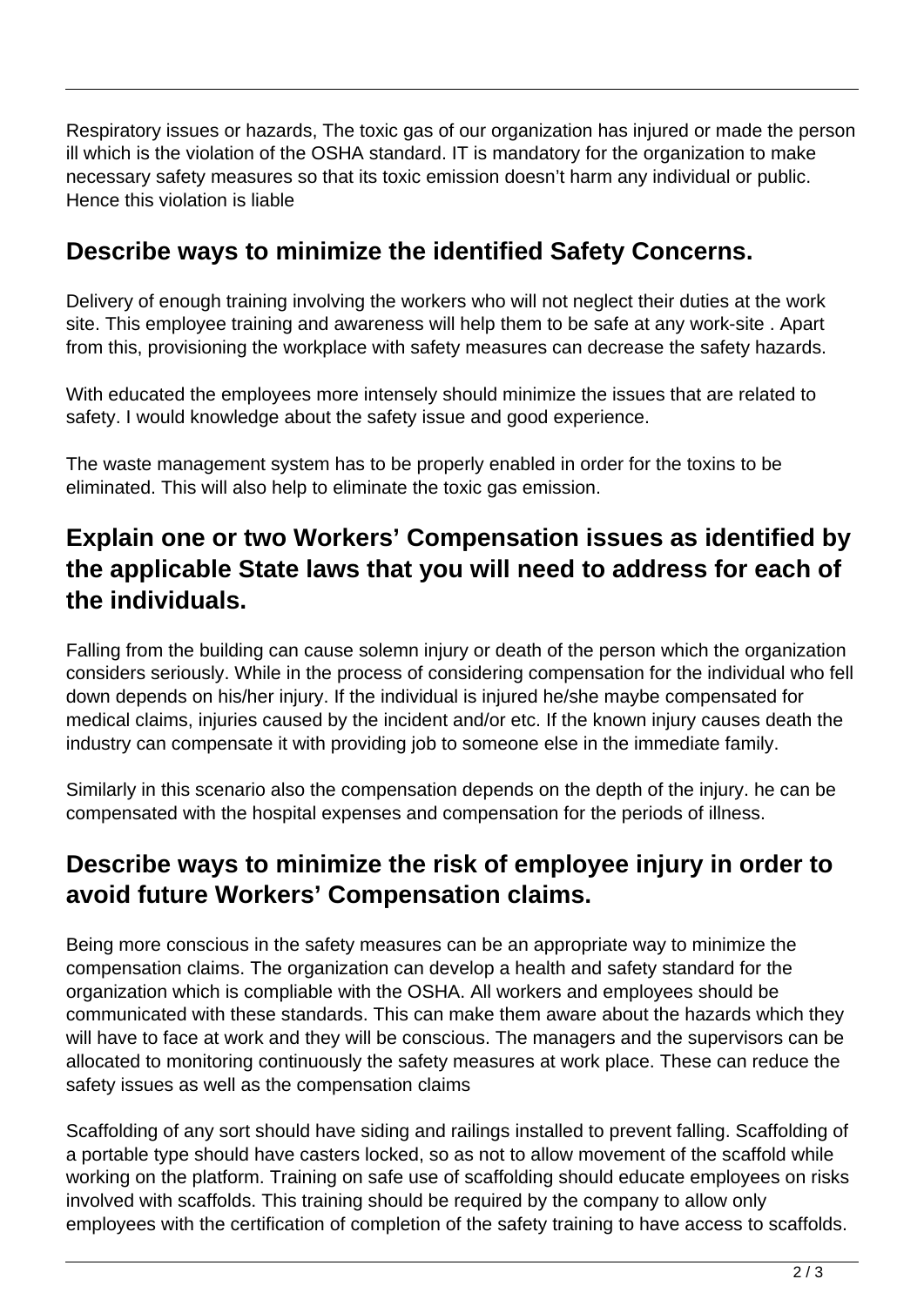Respiratory issues or hazards, The toxic gas of our organization has injured or made the person ill which is the violation of the OSHA standard. IT is mandatory for the organization to make necessary safety measures so that its toxic emission doesn't harm any individual or public. Hence this violation is liable

## Describe ways to minimize the identified Safety Concerns.

Delivery of enough training involving the workers who will not neglect their duties at the work site. This employee training and awareness will help them to be safe at any work-site . Apart from this, provisioning the workplace with safety measures can decrease the safety hazards.

With educated the employees more intensely should minimize the issues that are related to safety. I would knowledge about the safety issue and good experience.

The waste management system has to be properly enabled in order for the toxins to be eliminated. This will also help to eliminate the toxic gas emission.

## Explain one or two Workers' Compensation issues as identified by the applicable State laws that you will need to address for each of the individuals.

Falling from the building can cause solemn injury or death of the person which the organization considers seriously. While in the process of considering compensation for the individual who fell down depends on his/her injury. If the individual is injured he/she maybe compensated for medical claims, injuries caused by the incident and/or etc. If the known injury causes death the industry can compensate it with providing job to someone else in the immediate family.

Similarly in this scenario also the compensation depends on the depth of the injury. he can be compensated with the hospital expenses and compensation for the periods of illness.

## Describe ways to minimize the risk of employee injury in order to avoid future Workers' Compensation claims.

Being more conscious in the safety measures can be an appropriate way to minimize the compensation claims. The organization can develop a health and safety standard for the organization which is compliable with the OSHA. All workers and employees should be communicated with these standards. This can make them aware about the hazards which they will have to face at work and they will be conscious. The managers and the supervisors can be allocated to monitoring continuously the safety measures at work place. These can reduce the safety issues as well as the compensation claims

Scaffolding of any sort should have siding and railings installed to prevent falling. Scaffolding of a portable type should have casters locked, so as not to allow movement of the scaffold while working on the platform. Training on safe use of scaffolding should educate employees on risks involved with scaffolds. This training should be required by the company to allow only employees with the certification of completion of the safety training to have access to scaffolds.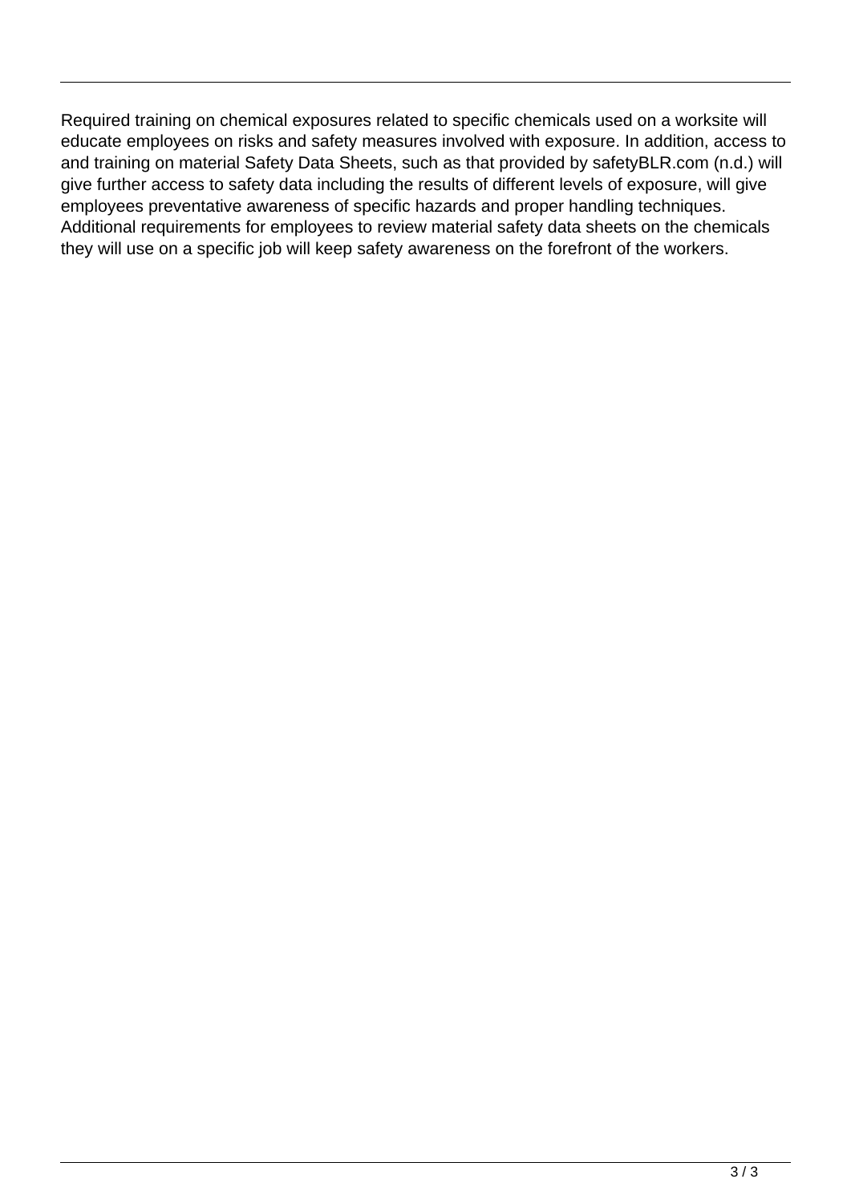Required training on chemical exposures related to specific chemicals used on a worksite will educate employees on risks and safety measures involved with exposure. In addition, access to and training on material Safety Data Sheets, such as that provided by safetyBLR.com (n.d.) will give further access to safety data including the results of different levels of exposure, will give employees preventative awareness of specific hazards and proper handling techniques. Additional requirements for employees to review material safety data sheets on the chemicals they will use on a specific job will keep safety awareness on the forefront of the workers.